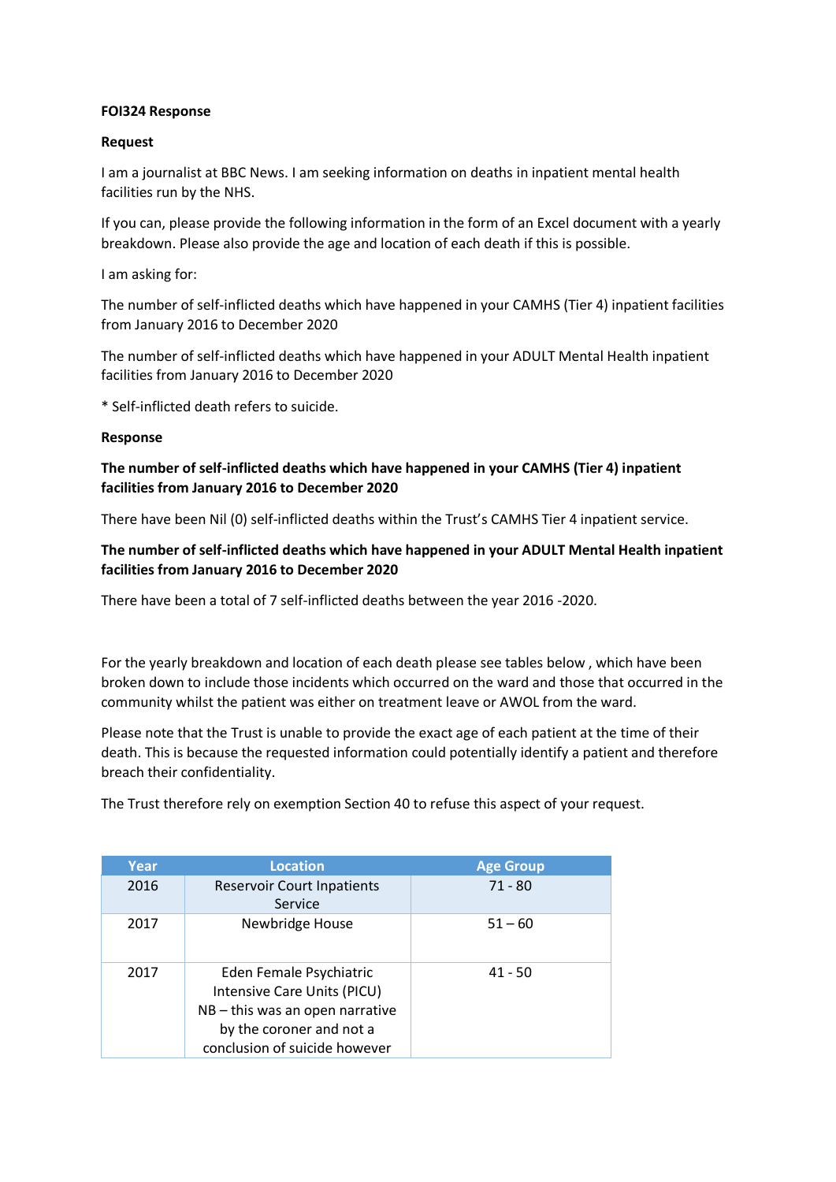**FOI324 Response**

**Request**

I am a journalist at BBC News. I am seeking information on deaths in inpatient mental health facilities run by the NHS.

If you can, please provide the following information in the form of an Excel document with a yearly breakdown. Please also provide the age and location of each death if this is possible.

I am asking for:

The number of self-inflicted deaths which have happened in your CAMHS (Tier 4) inpatient facilities from January 2016 to December 2020

The number of self-inflicted deaths which have happened in your ADULT Mental Health inpatient facilities from January 2016 to December 2020

* Self-inflicted death refers to suicide.

**Response**

**The number of self-inflicted deaths which have happened in your CAMHS (Tier 4) inpatient facilities from January 2016 to December 2020**

There have been Nil (0) self-inflicted deaths within the Trust's CAMHS Tier 4 inpatient service.

**The number of self-inflicted deaths which have happened in your ADULT Mental Health inpatient facilities from January 2016 to December 2020**

There have been a total of 7 self-inflicted deaths between the year 2016 -2020.

For the yearly breakdown and location of each death please see tables below , which have been broken down to include those incidents which occurred on the ward and those that occurred in the community whilst the patient was either on treatment leave or AWOL from the ward.

Please note that the Trust is unable to provide the exact age of each patient at the time of their death. This is because the requested information could potentially identify a patient and therefore breach their confidentiality.

The Trust therefore rely on exemption Section 40 to refuse this aspect of your request.

| Year | Location | Age Group |
| --- | --- | --- |
| 2016 | Reservoir Court Inpatients Service | 71 - 80 |
| 2017 | Newbridge House | 51 – 60 |
| 2017 | Eden Female Psychiatric Intensive Care Units (PICU) NB – this was an open narrative by the coroner and not a conclusion of suicide however | 41 - 50 |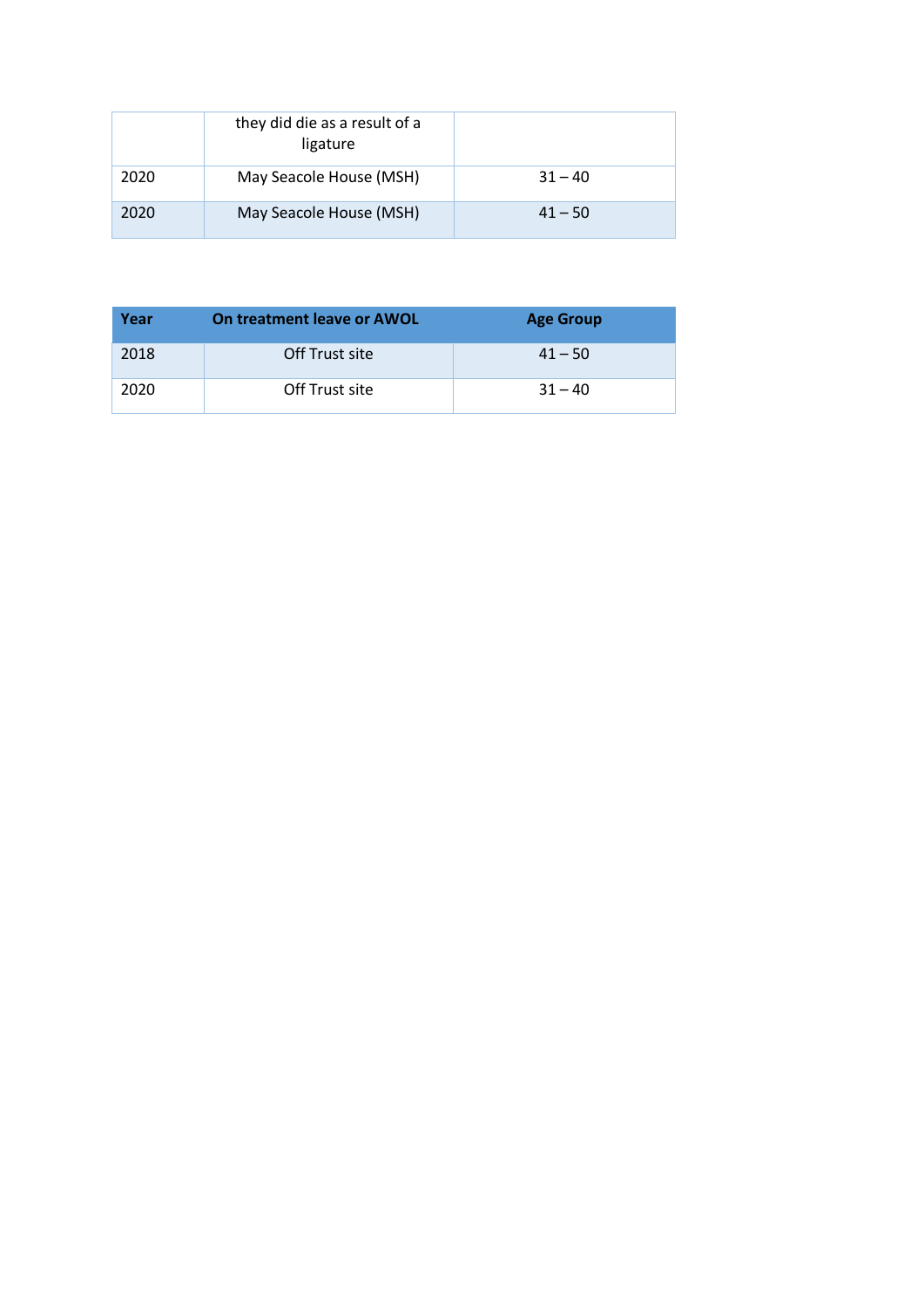| | | |
|---|---|---|
| | they did die as a result of a ligature | |
| 2020 | May Seacole House (MSH) | 31 – 40 |
| 2020 | May Seacole House (MSH) | 41 – 50 |

| Year | On treatment leave or AWOL | Age Group |
|---|---|---|
| 2018 | Off Trust site | 41 – 50 |
| 2020 | Off Trust site | 31 – 40 |